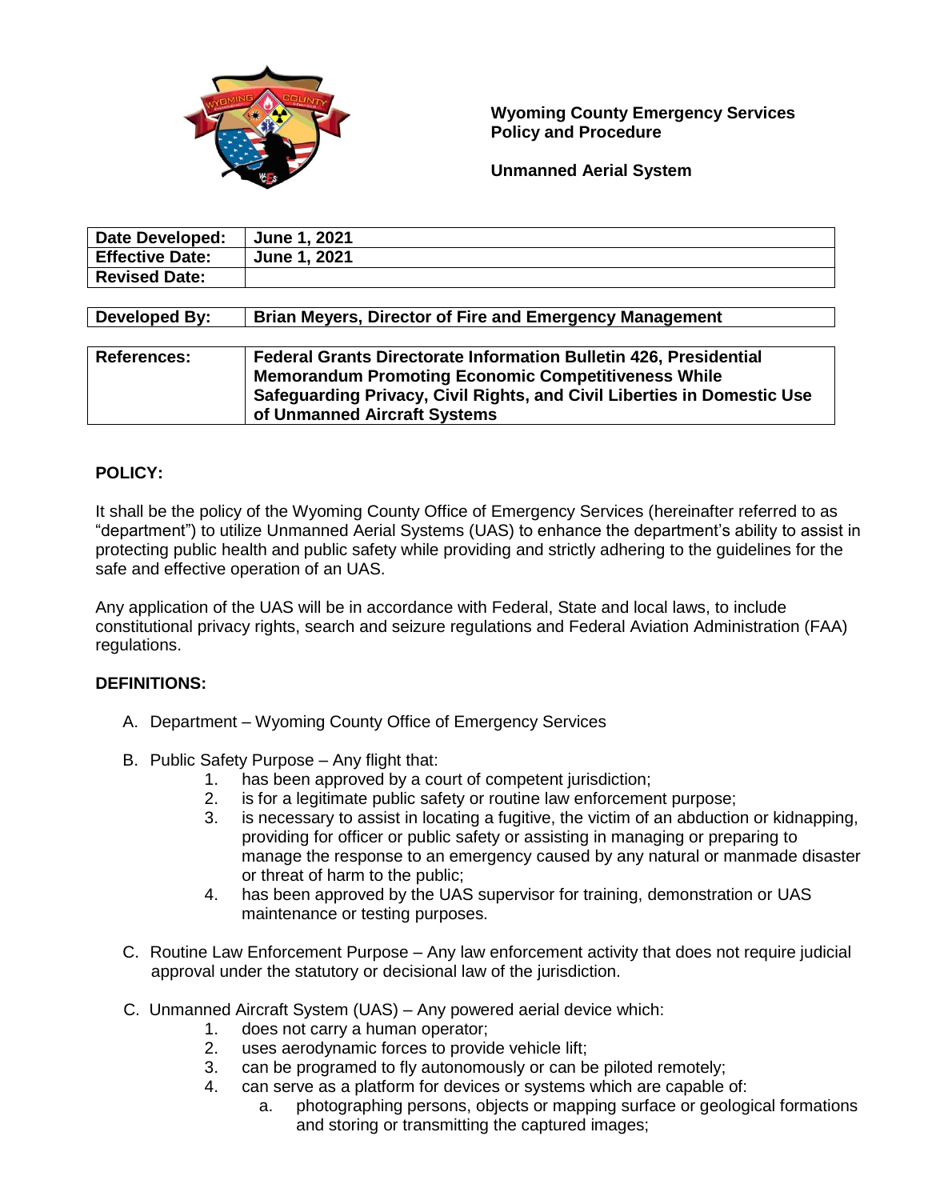**Wyoming County Emergency Services Policy and Procedure**

**Unmanned Aerial System**

| **Date Developed:** | **June 1, 2021** |
|---|---|
| **Effective Date:** | **June 1, 2021** |
| **Revised Date:** | |

| **Developed By:** | **Brian Meyers, Director of Fire and Emergency Management** |
|---|---|

| **References:** | **Federal Grants Directorate Information Bulletin 426, Presidential Memorandum Promoting Economic Competitiveness While Safeguarding Privacy, Civil Rights, and Civil Liberties in Domestic Use of Unmanned Aircraft Systems** |
|---|---|

## POLICY:

It shall be the policy of the Wyoming County Office of Emergency Services (hereinafter referred to as "department") to utilize Unmanned Aerial Systems (UAS) to enhance the department's ability to assist in protecting public health and public safety while providing and strictly adhering to the guidelines for the safe and effective operation of an UAS.

Any application of the UAS will be in accordance with Federal, State and local laws, to include constitutional privacy rights, search and seizure regulations and Federal Aviation Administration (FAA) regulations.

## DEFINITIONS:

A. Department – Wyoming County Office of Emergency Services

B. Public Safety Purpose – Any flight that:
   1. has been approved by a court of competent jurisdiction;
   2. is for a legitimate public safety or routine law enforcement purpose;
   3. is necessary to assist in locating a fugitive, the victim of an abduction or kidnapping, providing for officer or public safety or assisting in managing or preparing to manage the response to an emergency caused by any natural or manmade disaster or threat of harm to the public;
   4. has been approved by the UAS supervisor for training, demonstration or UAS maintenance or testing purposes.

C. Routine Law Enforcement Purpose – Any law enforcement activity that does not require judicial approval under the statutory or decisional law of the jurisdiction.

C. Unmanned Aircraft System (UAS) – Any powered aerial device which:
   1. does not carry a human operator;
   2. uses aerodynamic forces to provide vehicle lift;
   3. can be programed to fly autonomously or can be piloted remotely;
   4. can serve as a platform for devices or systems which are capable of:
      a. photographing persons, objects or mapping surface or geological formations and storing or transmitting the captured images;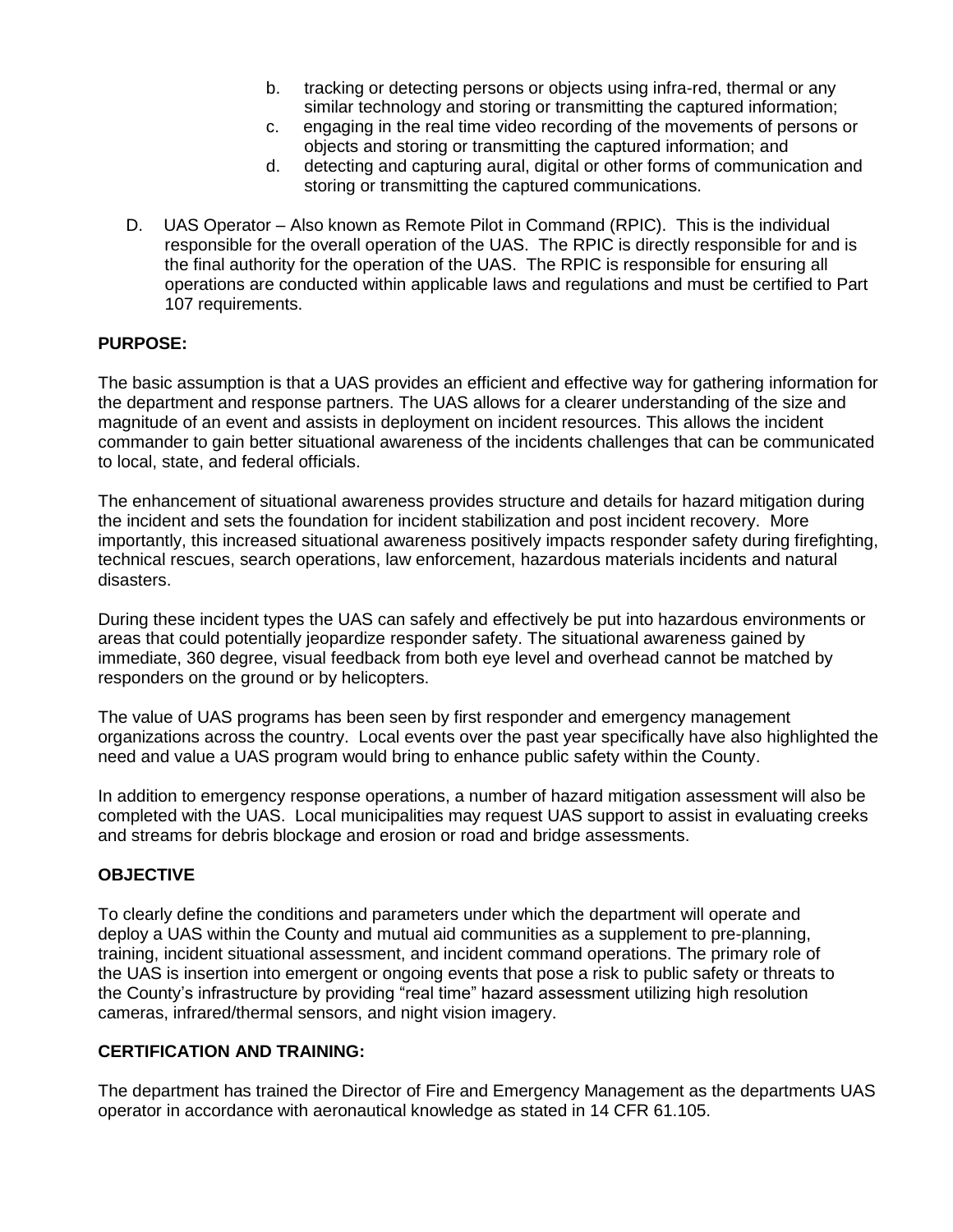b. tracking or detecting persons or objects using infra-red, thermal or any similar technology and storing or transmitting the captured information;
c. engaging in the real time video recording of the movements of persons or objects and storing or transmitting the captured information; and
d. detecting and capturing aural, digital or other forms of communication and storing or transmitting the captured communications.

D. UAS Operator – Also known as Remote Pilot in Command (RPIC). This is the individual responsible for the overall operation of the UAS. The RPIC is directly responsible for and is the final authority for the operation of the UAS. The RPIC is responsible for ensuring all operations are conducted within applicable laws and regulations and must be certified to Part 107 requirements.

**PURPOSE:**

The basic assumption is that a UAS provides an efficient and effective way for gathering information for the department and response partners. The UAS allows for a clearer understanding of the size and magnitude of an event and assists in deployment on incident resources. This allows the incident commander to gain better situational awareness of the incidents challenges that can be communicated to local, state, and federal officials.

The enhancement of situational awareness provides structure and details for hazard mitigation during the incident and sets the foundation for incident stabilization and post incident recovery. More importantly, this increased situational awareness positively impacts responder safety during firefighting, technical rescues, search operations, law enforcement, hazardous materials incidents and natural disasters.

During these incident types the UAS can safely and effectively be put into hazardous environments or areas that could potentially jeopardize responder safety. The situational awareness gained by immediate, 360 degree, visual feedback from both eye level and overhead cannot be matched by responders on the ground or by helicopters.

The value of UAS programs has been seen by first responder and emergency management organizations across the country. Local events over the past year specifically have also highlighted the need and value a UAS program would bring to enhance public safety within the County.

In addition to emergency response operations, a number of hazard mitigation assessment will also be completed with the UAS. Local municipalities may request UAS support to assist in evaluating creeks and streams for debris blockage and erosion or road and bridge assessments.

**OBJECTIVE**

To clearly define the conditions and parameters under which the department will operate and deploy a UAS within the County and mutual aid communities as a supplement to pre-planning, training, incident situational assessment, and incident command operations. The primary role of the UAS is insertion into emergent or ongoing events that pose a risk to public safety or threats to the County's infrastructure by providing "real time" hazard assessment utilizing high resolution cameras, infrared/thermal sensors, and night vision imagery.

**CERTIFICATION AND TRAINING:**

The department has trained the Director of Fire and Emergency Management as the departments UAS operator in accordance with aeronautical knowledge as stated in 14 CFR 61.105.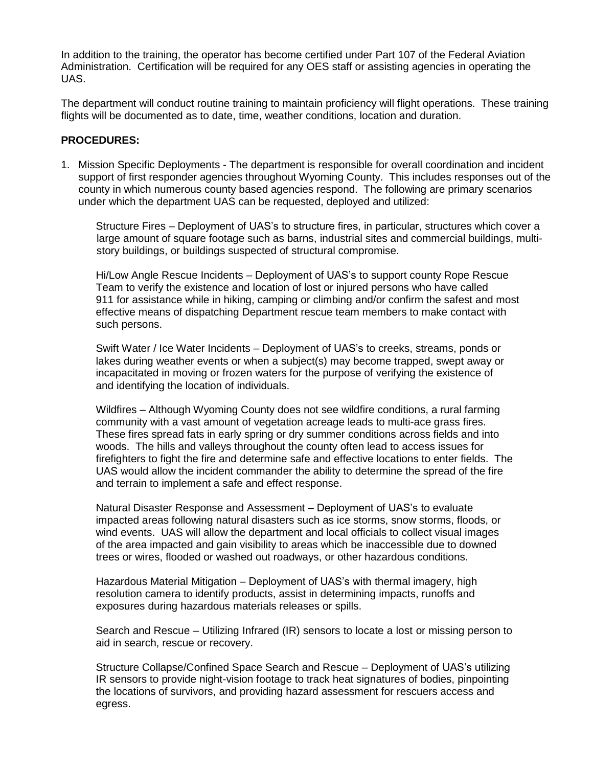In addition to the training, the operator has become certified under Part 107 of the Federal Aviation Administration. Certification will be required for any OES staff or assisting agencies in operating the UAS.

The department will conduct routine training to maintain proficiency will flight operations. These training flights will be documented as to date, time, weather conditions, location and duration.

**PROCEDURES:**

1. Mission Specific Deployments - The department is responsible for overall coordination and incident support of first responder agencies throughout Wyoming County. This includes responses out of the county in which numerous county based agencies respond. The following are primary scenarios under which the department UAS can be requested, deployed and utilized:

   Structure Fires – Deployment of UAS's to structure fires, in particular, structures which cover a large amount of square footage such as barns, industrial sites and commercial buildings, multi-story buildings, or buildings suspected of structural compromise.

   Hi/Low Angle Rescue Incidents – Deployment of UAS's to support county Rope Rescue Team to verify the existence and location of lost or injured persons who have called 911 for assistance while in hiking, camping or climbing and/or confirm the safest and most effective means of dispatching Department rescue team members to make contact with such persons.

   Swift Water / Ice Water Incidents – Deployment of UAS's to creeks, streams, ponds or lakes during weather events or when a subject(s) may become trapped, swept away or incapacitated in moving or frozen waters for the purpose of verifying the existence of and identifying the location of individuals.

   Wildfires – Although Wyoming County does not see wildfire conditions, a rural farming community with a vast amount of vegetation acreage leads to multi-ace grass fires. These fires spread fats in early spring or dry summer conditions across fields and into woods. The hills and valleys throughout the county often lead to access issues for firefighters to fight the fire and determine safe and effective locations to enter fields. The UAS would allow the incident commander the ability to determine the spread of the fire and terrain to implement a safe and effect response.

   Natural Disaster Response and Assessment – Deployment of UAS's to evaluate impacted areas following natural disasters such as ice storms, snow storms, floods, or wind events. UAS will allow the department and local officials to collect visual images of the area impacted and gain visibility to areas which be inaccessible due to downed trees or wires, flooded or washed out roadways, or other hazardous conditions.

   Hazardous Material Mitigation – Deployment of UAS's with thermal imagery, high resolution camera to identify products, assist in determining impacts, runoffs and exposures during hazardous materials releases or spills.

   Search and Rescue – Utilizing Infrared (IR) sensors to locate a lost or missing person to aid in search, rescue or recovery.

   Structure Collapse/Confined Space Search and Rescue – Deployment of UAS's utilizing IR sensors to provide night-vision footage to track heat signatures of bodies, pinpointing the locations of survivors, and providing hazard assessment for rescuers access and egress.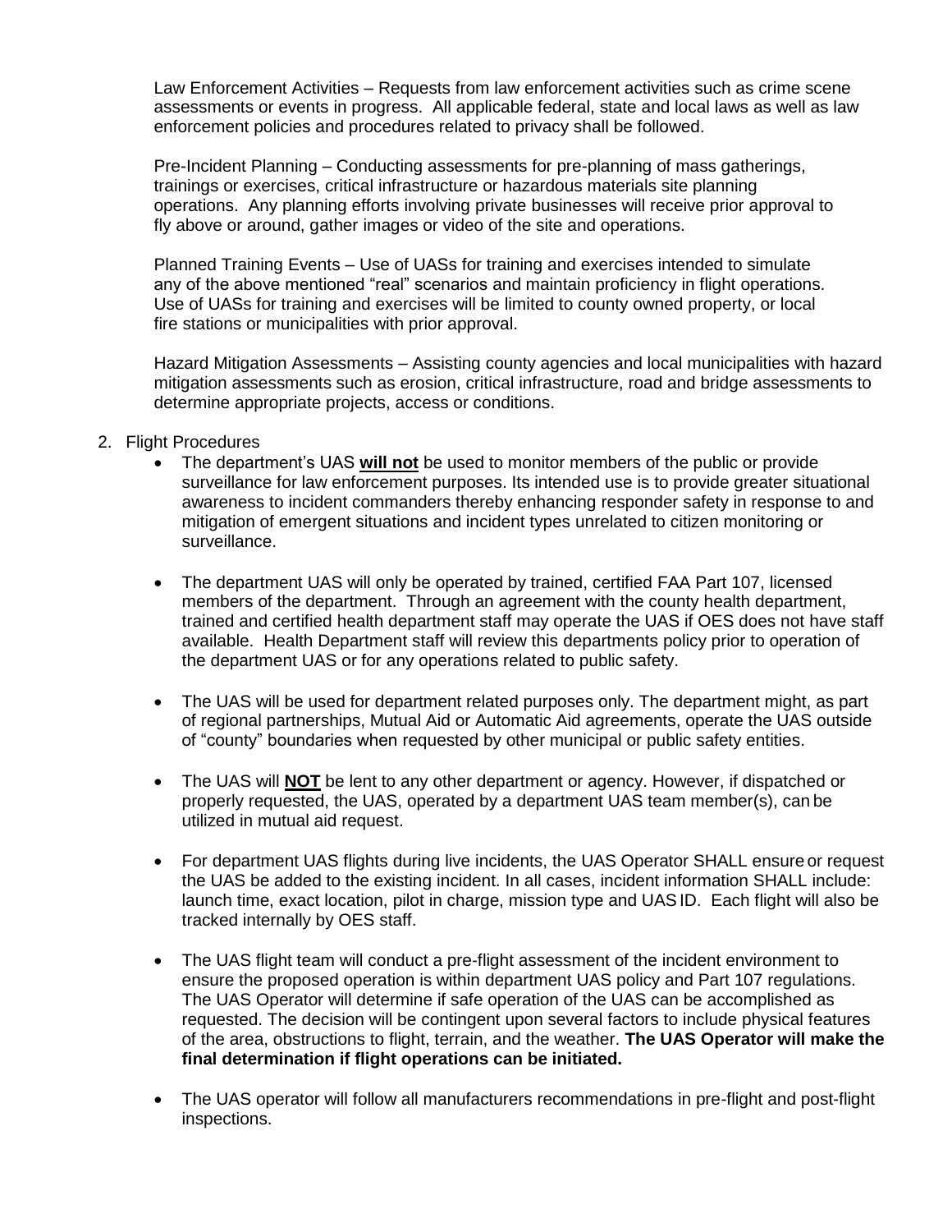Law Enforcement Activities – Requests from law enforcement activities such as crime scene assessments or events in progress. All applicable federal, state and local laws as well as law enforcement policies and procedures related to privacy shall be followed.

Pre-Incident Planning – Conducting assessments for pre-planning of mass gatherings, trainings or exercises, critical infrastructure or hazardous materials site planning operations. Any planning efforts involving private businesses will receive prior approval to fly above or around, gather images or video of the site and operations.

Planned Training Events – Use of UASs for training and exercises intended to simulate any of the above mentioned "real" scenarios and maintain proficiency in flight operations. Use of UASs for training and exercises will be limited to county owned property, or local fire stations or municipalities with prior approval.

Hazard Mitigation Assessments – Assisting county agencies and local municipalities with hazard mitigation assessments such as erosion, critical infrastructure, road and bridge assessments to determine appropriate projects, access or conditions.

2. Flight Procedures
   - The department's UAS **will not** be used to monitor members of the public or provide surveillance for law enforcement purposes. Its intended use is to provide greater situational awareness to incident commanders thereby enhancing responder safety in response to and mitigation of emergent situations and incident types unrelated to citizen monitoring or surveillance.
   - The department UAS will only be operated by trained, certified FAA Part 107, licensed members of the department. Through an agreement with the county health department, trained and certified health department staff may operate the UAS if OES does not have staff available. Health Department staff will review this departments policy prior to operation of the department UAS or for any operations related to public safety.
   - The UAS will be used for department related purposes only. The department might, as part of regional partnerships, Mutual Aid or Automatic Aid agreements, operate the UAS outside of "county" boundaries when requested by other municipal or public safety entities.
   - The UAS will **NOT** be lent to any other department or agency. However, if dispatched or properly requested, the UAS, operated by a department UAS team member(s), can be utilized in mutual aid request.
   - For department UAS flights during live incidents, the UAS Operator SHALL ensure or request the UAS be added to the existing incident. In all cases, incident information SHALL include: launch time, exact location, pilot in charge, mission type and UAS ID. Each flight will also be tracked internally by OES staff.
   - The UAS flight team will conduct a pre-flight assessment of the incident environment to ensure the proposed operation is within department UAS policy and Part 107 regulations. The UAS Operator will determine if safe operation of the UAS can be accomplished as requested. The decision will be contingent upon several factors to include physical features of the area, obstructions to flight, terrain, and the weather. **The UAS Operator will make the final determination if flight operations can be initiated.**
   - The UAS operator will follow all manufacturers recommendations in pre-flight and post-flight inspections.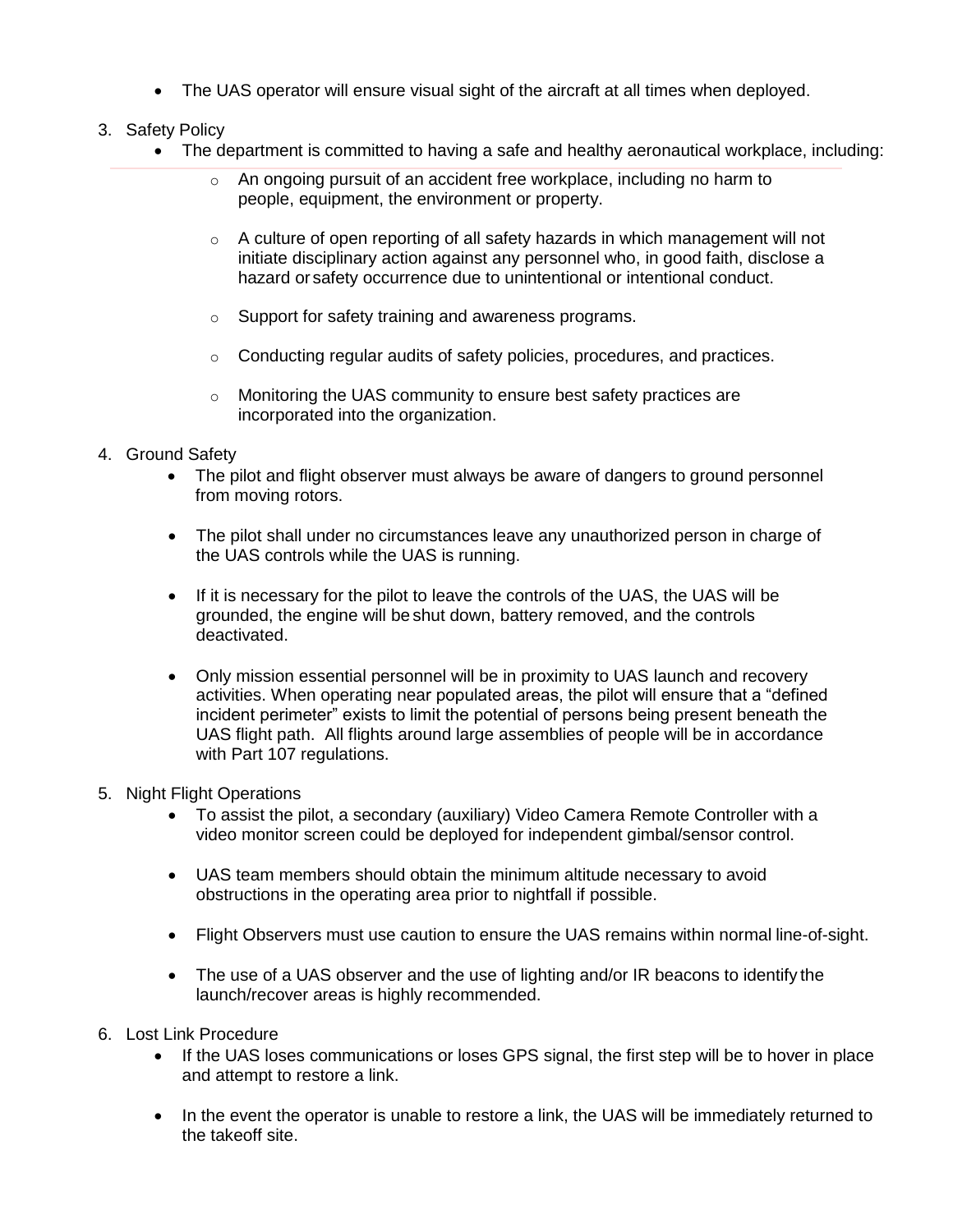- The UAS operator will ensure visual sight of the aircraft at all times when deployed.

3. Safety Policy
    - The department is committed to having a safe and healthy aeronautical workplace, including:
        - An ongoing pursuit of an accident free workplace, including no harm to people, equipment, the environment or property.
        - A culture of open reporting of all safety hazards in which management will not initiate disciplinary action against any personnel who, in good faith, disclose a hazard or safety occurrence due to unintentional or intentional conduct.
        - Support for safety training and awareness programs.
        - Conducting regular audits of safety policies, procedures, and practices.
        - Monitoring the UAS community to ensure best safety practices are incorporated into the organization.

4. Ground Safety
    - The pilot and flight observer must always be aware of dangers to ground personnel from moving rotors.
    - The pilot shall under no circumstances leave any unauthorized person in charge of the UAS controls while the UAS is running.
    - If it is necessary for the pilot to leave the controls of the UAS, the UAS will be grounded, the engine will be shut down, battery removed, and the controls deactivated.
    - Only mission essential personnel will be in proximity to UAS launch and recovery activities. When operating near populated areas, the pilot will ensure that a "defined incident perimeter" exists to limit the potential of persons being present beneath the UAS flight path. All flights around large assemblies of people will be in accordance with Part 107 regulations.

5. Night Flight Operations
    - To assist the pilot, a secondary (auxiliary) Video Camera Remote Controller with a video monitor screen could be deployed for independent gimbal/sensor control.
    - UAS team members should obtain the minimum altitude necessary to avoid obstructions in the operating area prior to nightfall if possible.
    - Flight Observers must use caution to ensure the UAS remains within normal line-of-sight.
    - The use of a UAS observer and the use of lighting and/or IR beacons to identify the launch/recover areas is highly recommended.

6. Lost Link Procedure
    - If the UAS loses communications or loses GPS signal, the first step will be to hover in place and attempt to restore a link.
    - In the event the operator is unable to restore a link, the UAS will be immediately returned to the takeoff site.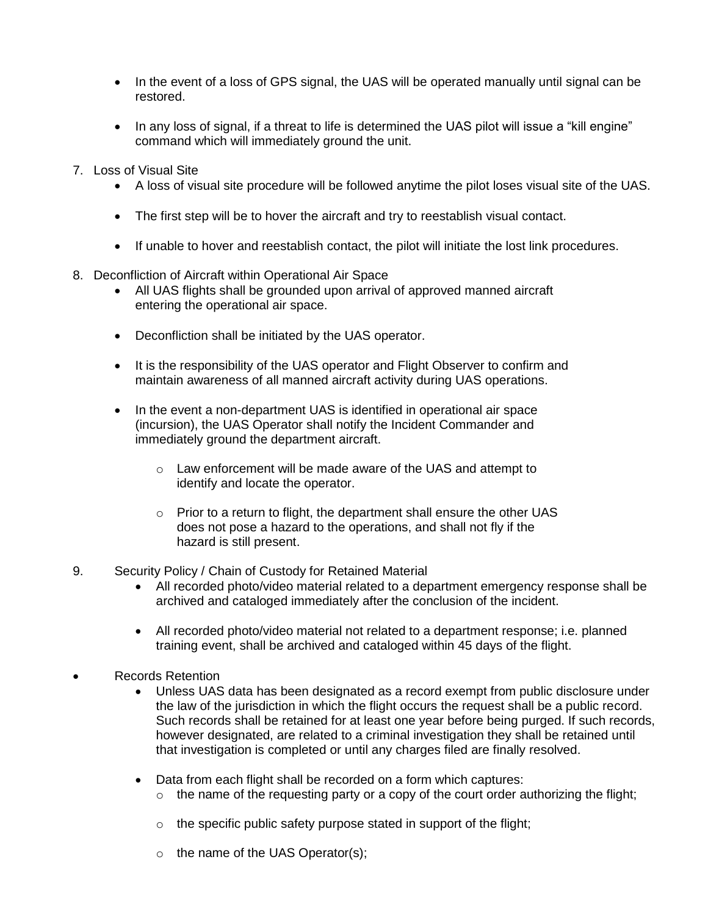- In the event of a loss of GPS signal, the UAS will be operated manually until signal can be restored.

- In any loss of signal, if a threat to life is determined the UAS pilot will issue a “kill engine” command which will immediately ground the unit.

7. Loss of Visual Site
   - A loss of visual site procedure will be followed anytime the pilot loses visual site of the UAS.

   - The first step will be to hover the aircraft and try to reestablish visual contact.

   - If unable to hover and reestablish contact, the pilot will initiate the lost link procedures.

8. Deconfliction of Aircraft within Operational Air Space
   - All UAS flights shall be grounded upon arrival of approved manned aircraft entering the operational air space.

   - Deconfliction shall be initiated by the UAS operator.

   - It is the responsibility of the UAS operator and Flight Observer to confirm and maintain awareness of all manned aircraft activity during UAS operations.

   - In the event a non-department UAS is identified in operational air space (incursion), the UAS Operator shall notify the Incident Commander and immediately ground the department aircraft.

     - Law enforcement will be made aware of the UAS and attempt to identify and locate the operator.

     - Prior to a return to flight, the department shall ensure the other UAS does not pose a hazard to the operations, and shall not fly if the hazard is still present.

9. Security Policy / Chain of Custody for Retained Material
   - All recorded photo/video material related to a department emergency response shall be archived and cataloged immediately after the conclusion of the incident.

   - All recorded photo/video material not related to a department response; i.e. planned training event, shall be archived and cataloged within 45 days of the flight.

- Records Retention
  - Unless UAS data has been designated as a record exempt from public disclosure under the law of the jurisdiction in which the flight occurs the request shall be a public record. Such records shall be retained for at least one year before being purged. If such records, however designated, are related to a criminal investigation they shall be retained until that investigation is completed or until any charges filed are finally resolved.

  - Data from each flight shall be recorded on a form which captures:
    - the name of the requesting party or a copy of the court order authorizing the flight;

    - the specific public safety purpose stated in support of the flight;

    - the name of the UAS Operator(s);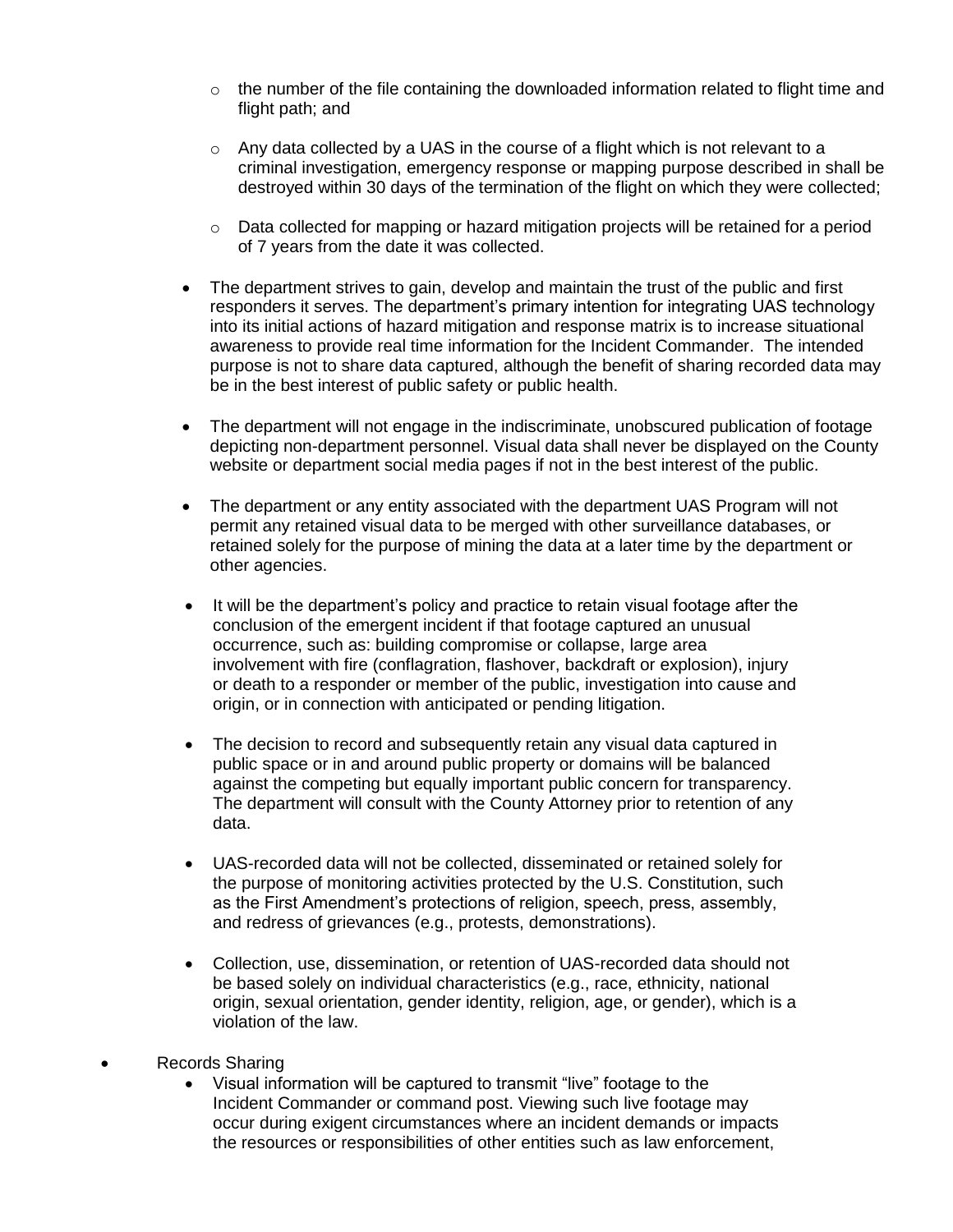- the number of the file containing the downloaded information related to flight time and flight path; and

  - Any data collected by a UAS in the course of a flight which is not relevant to a criminal investigation, emergency response or mapping purpose described in shall be destroyed within 30 days of the termination of the flight on which they were collected;

  - Data collected for mapping or hazard mitigation projects will be retained for a period of 7 years from the date it was collected.

- The department strives to gain, develop and maintain the trust of the public and first responders it serves. The department's primary intention for integrating UAS technology into its initial actions of hazard mitigation and response matrix is to increase situational awareness to provide real time information for the Incident Commander. The intended purpose is not to share data captured, although the benefit of sharing recorded data may be in the best interest of public safety or public health.

- The department will not engage in the indiscriminate, unobscured publication of footage depicting non-department personnel. Visual data shall never be displayed on the County website or department social media pages if not in the best interest of the public.

- The department or any entity associated with the department UAS Program will not permit any retained visual data to be merged with other surveillance databases, or retained solely for the purpose of mining the data at a later time by the department or other agencies.

- It will be the department's policy and practice to retain visual footage after the conclusion of the emergent incident if that footage captured an unusual occurrence, such as: building compromise or collapse, large area involvement with fire (conflagration, flashover, backdraft or explosion), injury or death to a responder or member of the public, investigation into cause and origin, or in connection with anticipated or pending litigation.

- The decision to record and subsequently retain any visual data captured in public space or in and around public property or domains will be balanced against the competing but equally important public concern for transparency. The department will consult with the County Attorney prior to retention of any data.

- UAS-recorded data will not be collected, disseminated or retained solely for the purpose of monitoring activities protected by the U.S. Constitution, such as the First Amendment's protections of religion, speech, press, assembly, and redress of grievances (e.g., protests, demonstrations).

- Collection, use, dissemination, or retention of UAS-recorded data should not be based solely on individual characteristics (e.g., race, ethnicity, national origin, sexual orientation, gender identity, religion, age, or gender), which is a violation of the law.

- Records Sharing
  - Visual information will be captured to transmit "live" footage to the Incident Commander or command post. Viewing such live footage may occur during exigent circumstances where an incident demands or impacts the resources or responsibilities of other entities such as law enforcement,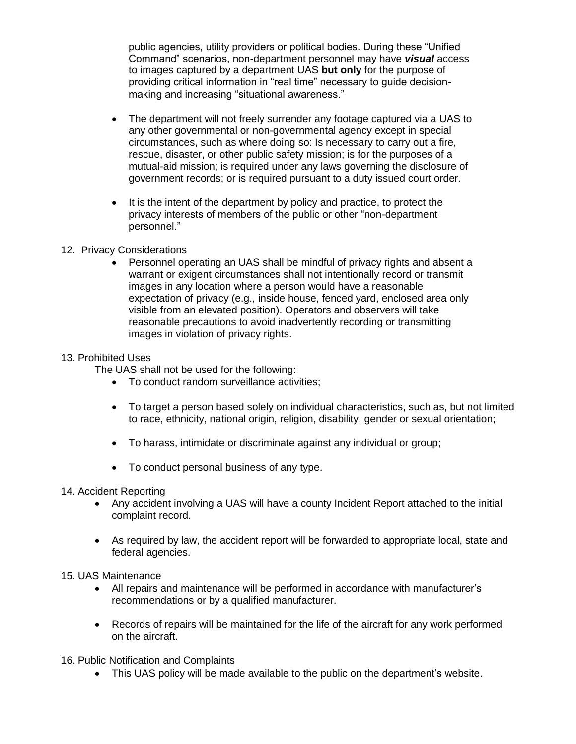public agencies, utility providers or political bodies. During these "Unified Command" scenarios, non-department personnel may have ***visual*** access to images captured by a department UAS **but only** for the purpose of providing critical information in "real time" necessary to guide decision-making and increasing "situational awareness."

- The department will not freely surrender any footage captured via a UAS to any other governmental or non-governmental agency except in special circumstances, such as where doing so: Is necessary to carry out a fire, rescue, disaster, or other public safety mission; is for the purposes of a mutual-aid mission; is required under any laws governing the disclosure of government records; or is required pursuant to a duty issued court order.

- It is the intent of the department by policy and practice, to protect the privacy interests of members of the public or other "non-department personnel."

12. Privacy Considerations
    - Personnel operating an UAS shall be mindful of privacy rights and absent a warrant or exigent circumstances shall not intentionally record or transmit images in any location where a person would have a reasonable expectation of privacy (e.g., inside house, fenced yard, enclosed area only visible from an elevated position). Operators and observers will take reasonable precautions to avoid inadvertently recording or transmitting images in violation of privacy rights.

13. Prohibited Uses

    The UAS shall not be used for the following:
    - To conduct random surveillance activities;
    - To target a person based solely on individual characteristics, such as, but not limited to race, ethnicity, national origin, religion, disability, gender or sexual orientation;
    - To harass, intimidate or discriminate against any individual or group;
    - To conduct personal business of any type.

14. Accident Reporting
    - Any accident involving a UAS will have a county Incident Report attached to the initial complaint record.
    - As required by law, the accident report will be forwarded to appropriate local, state and federal agencies.

15. UAS Maintenance
    - All repairs and maintenance will be performed in accordance with manufacturer's recommendations or by a qualified manufacturer.
    - Records of repairs will be maintained for the life of the aircraft for any work performed on the aircraft.

16. Public Notification and Complaints
    - This UAS policy will be made available to the public on the department's website.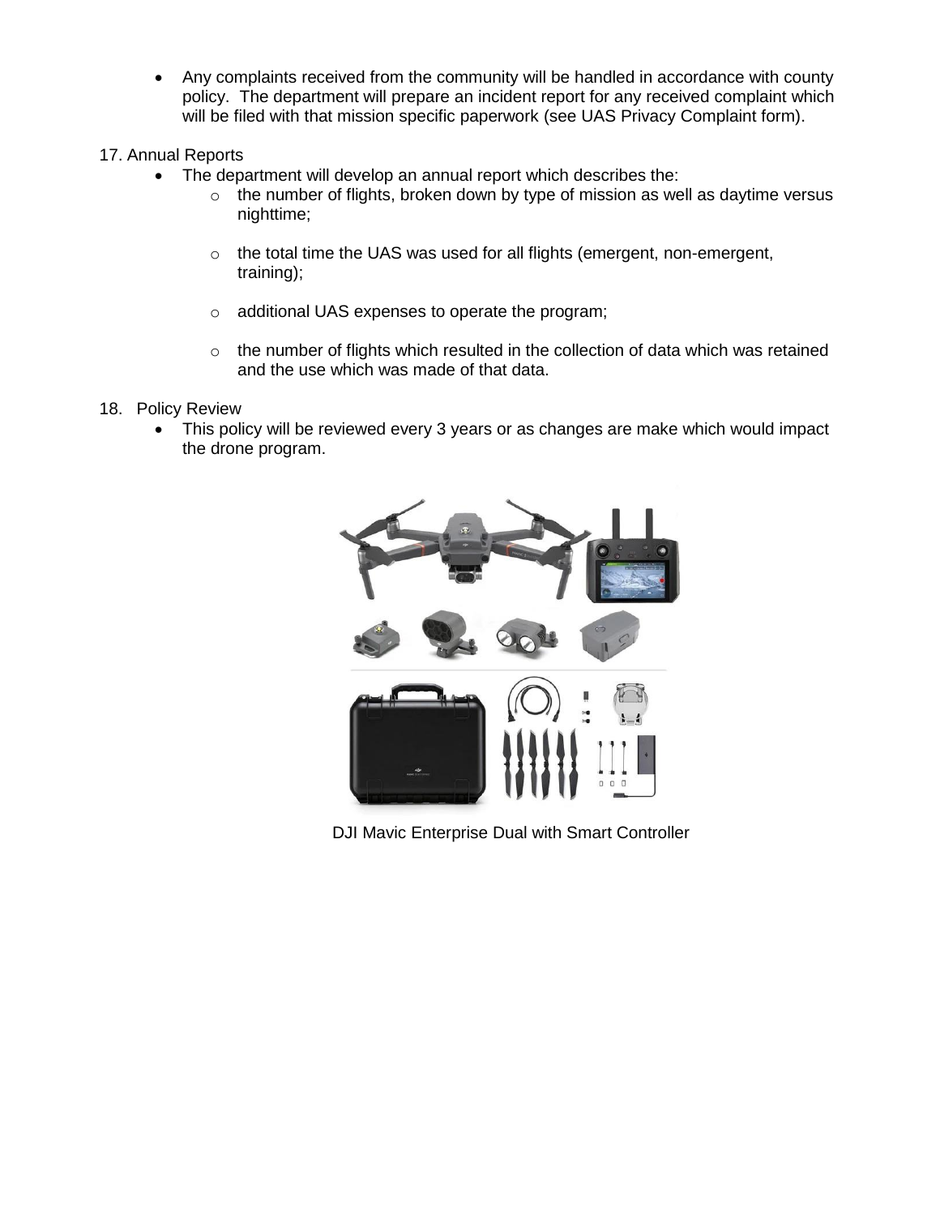- Any complaints received from the community will be handled in accordance with county policy. The department will prepare an incident report for any received complaint which will be filed with that mission specific paperwork (see UAS Privacy Complaint form).

17. Annual Reports
    - The department will develop an annual report which describes the:
        - the number of flights, broken down by type of mission as well as daytime versus nighttime;
        - the total time the UAS was used for all flights (emergent, non-emergent, training);
        - additional UAS expenses to operate the program;
        - the number of flights which resulted in the collection of data which was retained and the use which was made of that data.

18. Policy Review
    - This policy will be reviewed every 3 years or as changes are make which would impact the drone program.

DJI Mavic Enterprise Dual with Smart Controller